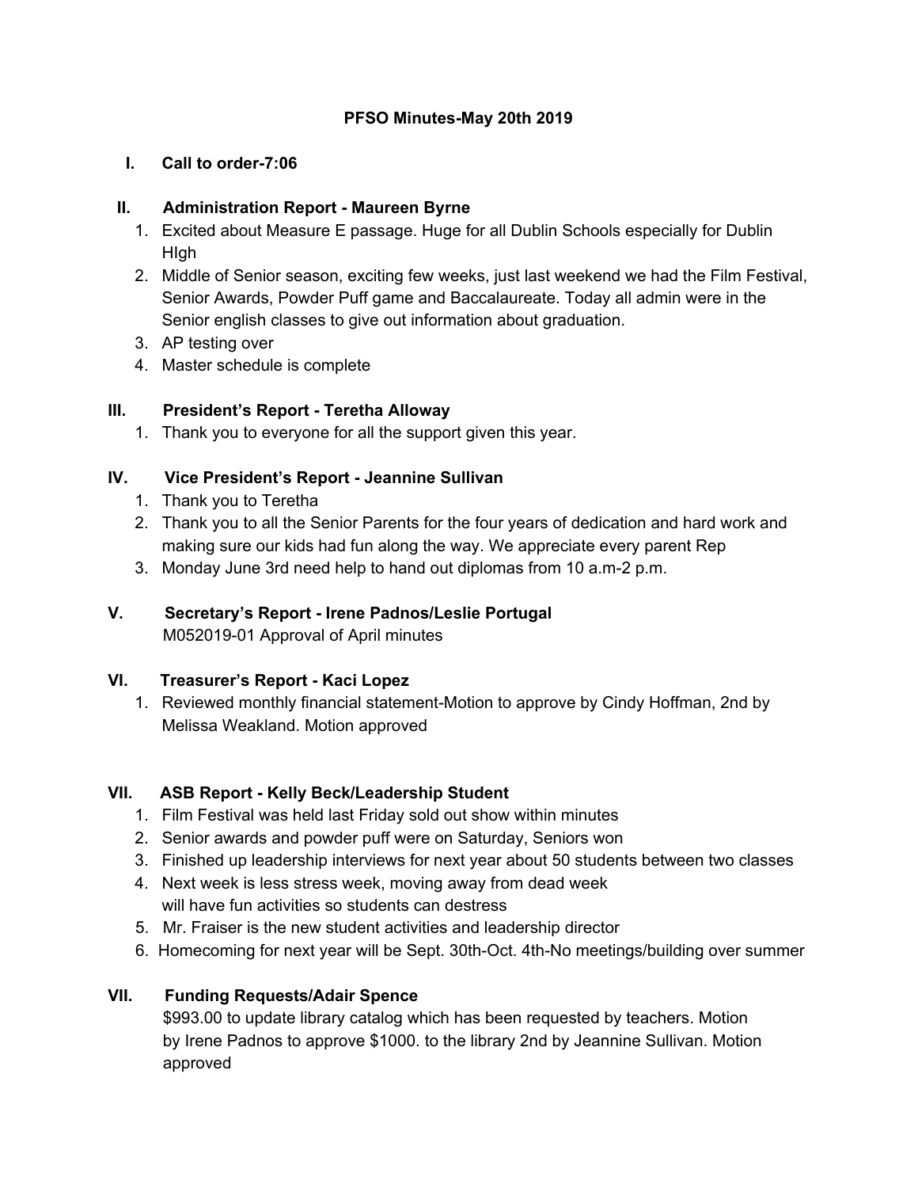# PFSO Minutes-May 20th 2019

## I. Call to order-7:06

## II. Administration Report - Maureen Byrne

1. Excited about Measure E passage. Huge for all Dublin Schools especially for Dublin HIgh
2. Middle of Senior season, exciting few weeks, just last weekend we had the Film Festival, Senior Awards, Powder Puff game and Baccalaureate. Today all admin were in the Senior english classes to give out information about graduation.
3. AP testing over
4. Master schedule is complete

## III. President's Report - Teretha Alloway

1. Thank you to everyone for all the support given this year.

## IV. Vice President's Report - Jeannine Sullivan

1. Thank you to Teretha
2. Thank you to all the Senior Parents for the four years of dedication and hard work and making sure our kids had fun along the way. We appreciate every parent Rep
3. Monday June 3rd need help to hand out diplomas from 10 a.m-2 p.m.

## V. Secretary's Report - Irene Padnos/Leslie Portugal

M052019-01 Approval of April minutes

## VI. Treasurer's Report - Kaci Lopez

1. Reviewed monthly financial statement-Motion to approve by Cindy Hoffman, 2nd by Melissa Weakland. Motion approved

## VII. ASB Report - Kelly Beck/Leadership Student

1. Film Festival was held last Friday sold out show within minutes
2. Senior awards and powder puff were on Saturday, Seniors won
3. Finished up leadership interviews for next year about 50 students between two classes
4. Next week is less stress week, moving away from dead week will have fun activities so students can destress
5. Mr. Fraiser is the new student activities and leadership director
6. Homecoming for next year will be Sept. 30th-Oct. 4th-No meetings/building over summer

## VII. Funding Requests/Adair Spence

$993.00 to update library catalog which has been requested by teachers. Motion by Irene Padnos to approve $1000. to the library 2nd by Jeannine Sullivan. Motion approved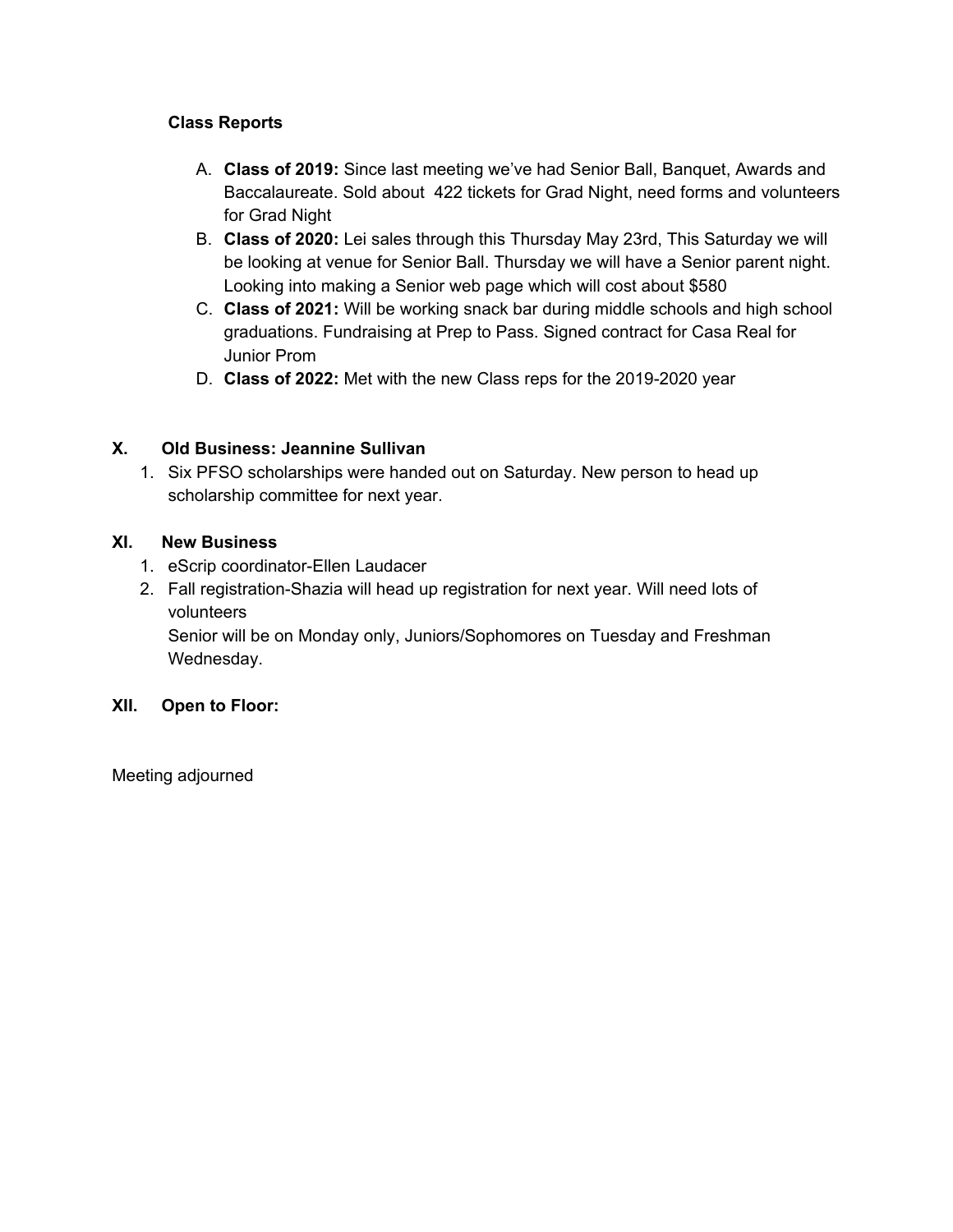**Class Reports**

A. **Class of 2019:** Since last meeting we've had Senior Ball, Banquet, Awards and Baccalaureate. Sold about 422 tickets for Grad Night, need forms and volunteers for Grad Night
B. **Class of 2020:** Lei sales through this Thursday May 23rd, This Saturday we will be looking at venue for Senior Ball. Thursday we will have a Senior parent night. Looking into making a Senior web page which will cost about $580
C. **Class of 2021:** Will be working snack bar during middle schools and high school graduations. Fundraising at Prep to Pass. Signed contract for Casa Real for Junior Prom
D. **Class of 2022:** Met with the new Class reps for the 2019-2020 year

## X. Old Business: Jeannine Sullivan

1. Six PFSO scholarships were handed out on Saturday. New person to head up scholarship committee for next year.

## XI. New Business

1. eScrip coordinator-Ellen Laudacer
2. Fall registration-Shazia will head up registration for next year. Will need lots of volunteers
   Senior will be on Monday only, Juniors/Sophomores on Tuesday and Freshman Wednesday.

## XII. Open to Floor:

Meeting adjourned